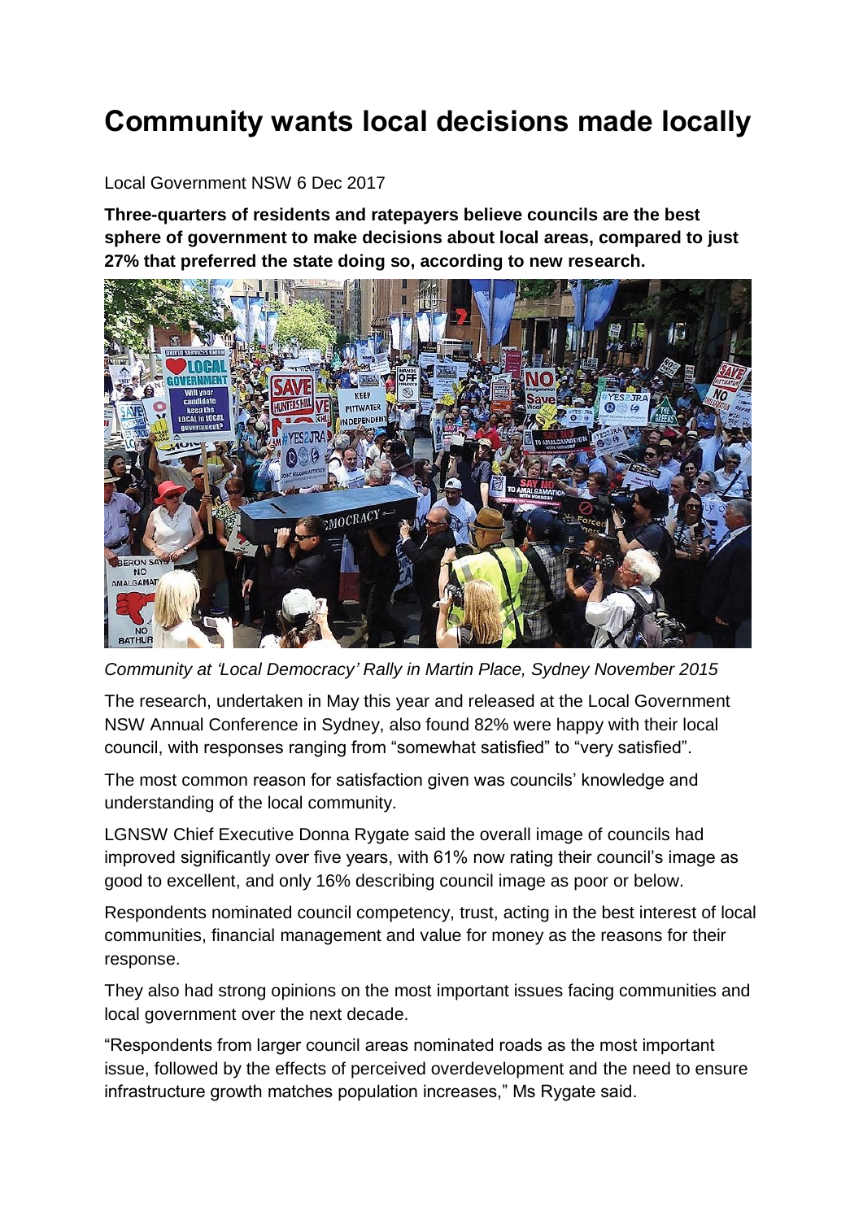# Community wants local decisions made locally

Local Government NSW 6 Dec 2017

**Three-quarters of residents and ratepayers believe councils are the best sphere of government to make decisions about local areas, compared to just 27% that preferred the state doing so, according to new research.**

*Community at 'Local Democracy' Rally in Martin Place, Sydney November 2015*

The research, undertaken in May this year and released at the Local Government NSW Annual Conference in Sydney, also found 82% were happy with their local council, with responses ranging from "somewhat satisfied" to "very satisfied".

The most common reason for satisfaction given was councils' knowledge and understanding of the local community.

LGNSW Chief Executive Donna Rygate said the overall image of councils had improved significantly over five years, with 61% now rating their council's image as good to excellent, and only 16% describing council image as poor or below.

Respondents nominated council competency, trust, acting in the best interest of local communities, financial management and value for money as the reasons for their response.

They also had strong opinions on the most important issues facing communities and local government over the next decade.

"Respondents from larger council areas nominated roads as the most important issue, followed by the effects of perceived overdevelopment and the need to ensure infrastructure growth matches population increases," Ms Rygate said.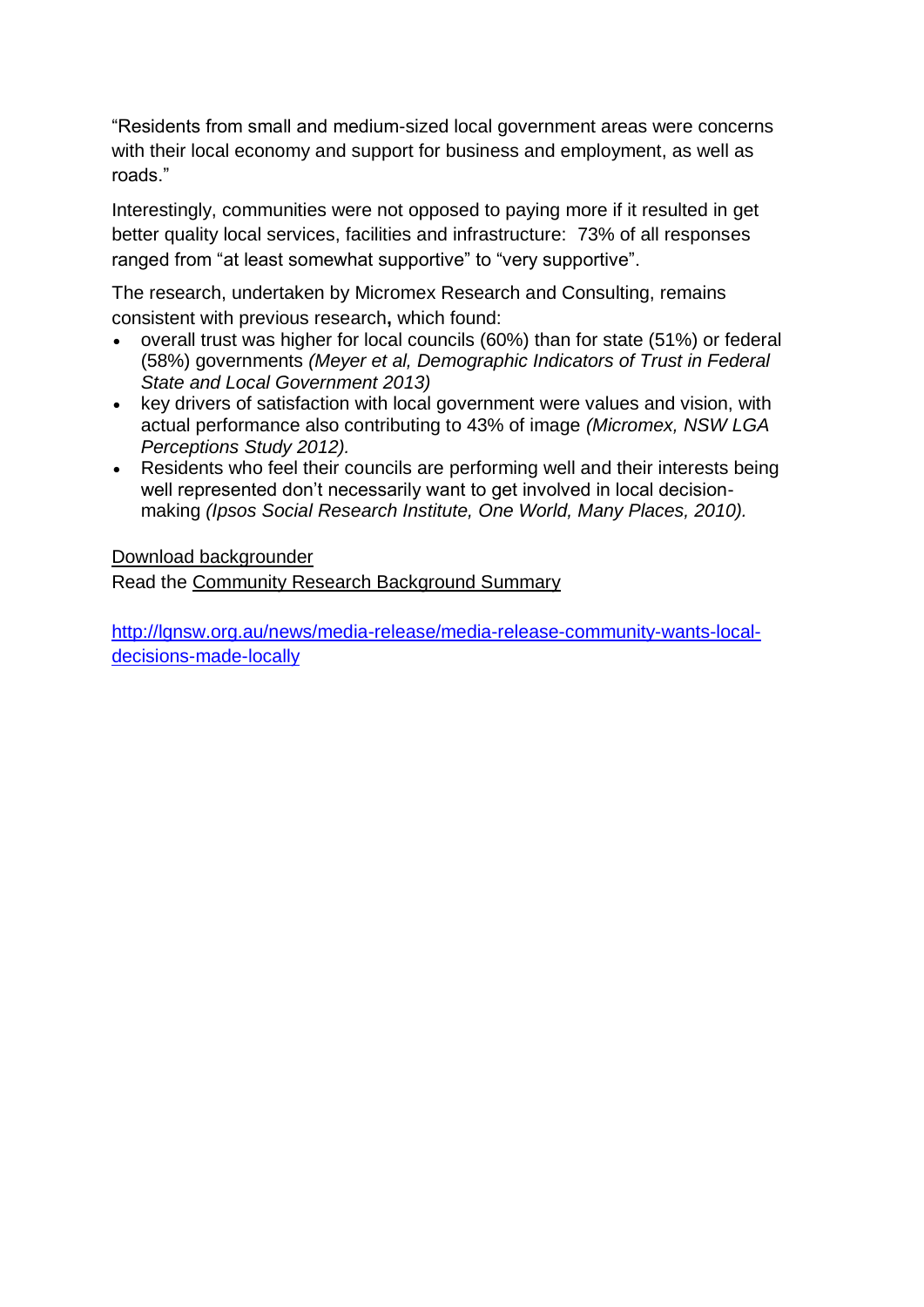"Residents from small and medium-sized local government areas were concerns with their local economy and support for business and employment, as well as roads."

Interestingly, communities were not opposed to paying more if it resulted in get better quality local services, facilities and infrastructure: 73% of all responses ranged from "at least somewhat supportive" to "very supportive".

The research, undertaken by Micromex Research and Consulting, remains consistent with previous research**,** which found:

- overall trust was higher for local councils (60%) than for state (51%) or federal (58%) governments *(Meyer et al, Demographic Indicators of Trust in Federal State and Local Government 2013)*
- key drivers of satisfaction with local government were values and vision, with actual performance also contributing to 43% of image *(Micromex, NSW LGA Perceptions Study 2012).*
- Residents who feel their councils are performing well and their interests being well represented don't necessarily want to get involved in local decision-making *(Ipsos Social Research Institute, One World, Many Places, 2010).*

Download backgrounder
Read the Community Research Background Summary

http://lgnsw.org.au/news/media-release/media-release-community-wants-local-decisions-made-locally